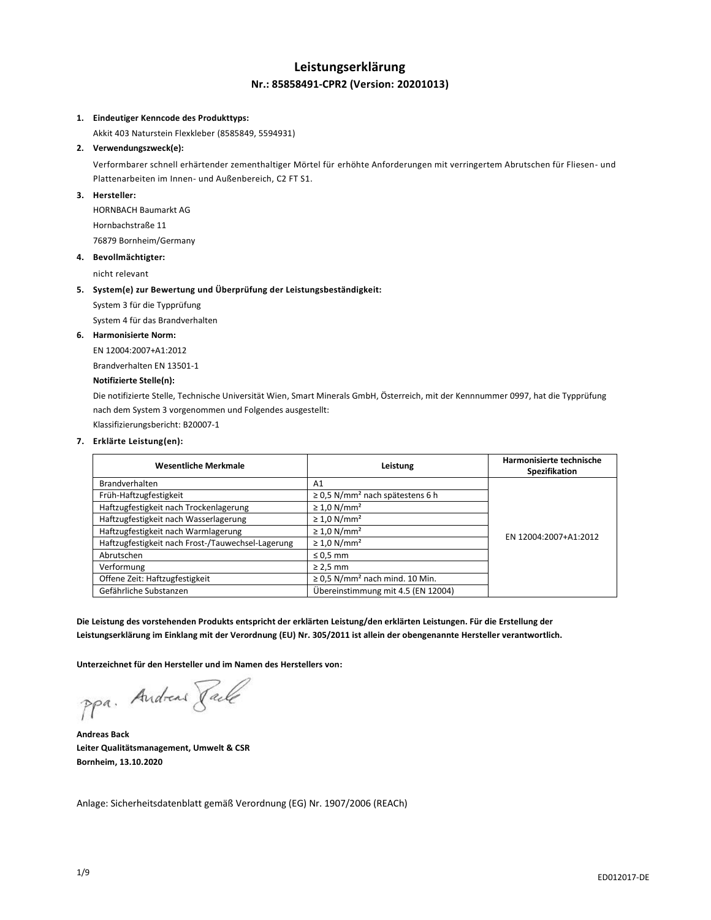# Leistungserklärung

## Nr.: 85858491-CPR2 (Version: 20201013)

1. **Eindeutiger Kenncode des Produkttyps:**

   Akkit 403 Naturstein Flexkleber (8585849, 5594931)

2. **Verwendungszweck(e):**

   Verformbarer schnell erhärtender zementhaltiger Mörtel für erhöhte Anforderungen mit verringertem Abrutschen für Fliesen- und Plattenarbeiten im Innen- und Außenbereich, C2 FT S1.

3. **Hersteller:**

   HORNBACH Baumarkt AG
   Hornbachstraße 11
   76879 Bornheim/Germany

4. **Bevollmächtigter:**

   nicht relevant

5. **System(e) zur Bewertung und Überprüfung der Leistungsbeständigkeit:**

   System 3 für die Typprüfung
   System 4 für das Brandverhalten

6. **Harmonisierte Norm:**

   EN 12004:2007+A1:2012
   Brandverhalten EN 13501-1

   **Notifizierte Stelle(n):**

   Die notifizierte Stelle, Technische Universität Wien, Smart Minerals GmbH, Österreich, mit der Kennnummer 0997, hat die Typprüfung nach dem System 3 vorgenommen und Folgendes ausgestellt:
   Klassifizierungsbericht: B20007-1

7. **Erklärte Leistung(en):**

| Wesentliche Merkmale | Leistung | Harmonisierte technische Spezifikation |
|---|---|---|
| Brandverhalten | A1 | EN 12004:2007+A1:2012 |
| Früh-Haftzugfestigkeit | ≥ 0,5 N/mm² nach spätestens 6 h | |
| Haftzugfestigkeit nach Trockenlagerung | ≥ 1,0 N/mm² | |
| Haftzugfestigkeit nach Wasserlagerung | ≥ 1,0 N/mm² | |
| Haftzugfestigkeit nach Warmlagerung | ≥ 1,0 N/mm² | |
| Haftzugfestigkeit nach Frost-/Tauwechsel-Lagerung | ≥ 1,0 N/mm² | |
| Abrutschen | ≤ 0,5 mm | |
| Verformung | ≥ 2,5 mm | |
| Offene Zeit: Haftzugfestigkeit | ≥ 0,5 N/mm² nach mind. 10 Min. | |
| Gefährliche Substanzen | Übereinstimmung mit 4.5 (EN 12004) | |

**Die Leistung des vorstehenden Produkts entspricht der erklärten Leistung/den erklärten Leistungen. Für die Erstellung der Leistungserklärung im Einklang mit der Verordnung (EU) Nr. 305/2011 ist allein der obengenannte Hersteller verantwortlich.**

**Unterzeichnet für den Hersteller und im Namen des Herstellers von:**

ppa. Andreas Back

**Andreas Back**
**Leiter Qualitätsmanagement, Umwelt & CSR**
**Bornheim, 13.10.2020**

Anlage: Sicherheitsdatenblatt gemäß Verordnung (EG) Nr. 1907/2006 (REACh)

ED012017-DE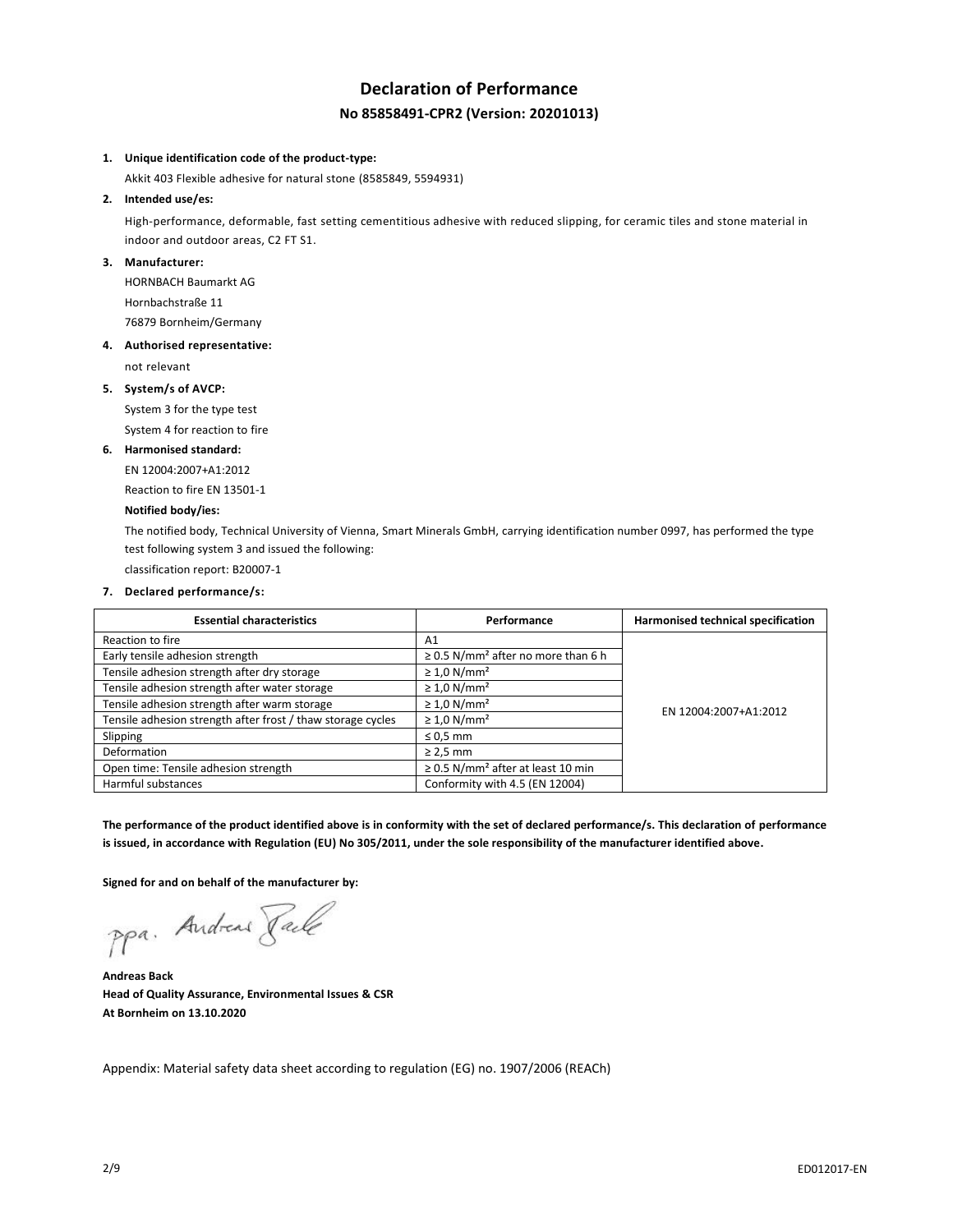# Declaration of Performance

## No 85858491-CPR2 (Version: 20201013)

1. **Unique identification code of the product-type:**

   Akkit 403 Flexible adhesive for natural stone (8585849, 5594931)

2. **Intended use/es:**

   High-performance, deformable, fast setting cementitious adhesive with reduced slipping, for ceramic tiles and stone material in indoor and outdoor areas, C2 FT S1.

3. **Manufacturer:**

   HORNBACH Baumarkt AG
   Hornbachstraße 11
   76879 Bornheim/Germany

4. **Authorised representative:**

   not relevant

5. **System/s of AVCP:**

   System 3 for the type test
   System 4 for reaction to fire

6. **Harmonised standard:**

   EN 12004:2007+A1:2012
   Reaction to fire EN 13501-1

   **Notified body/ies:**

   The notified body, Technical University of Vienna, Smart Minerals GmbH, carrying identification number 0997, has performed the type test following system 3 and issued the following:
   classification report: B20007-1

7. **Declared performance/s:**

| Essential characteristics | Performance | Harmonised technical specification |
|---|---|---|
| Reaction to fire | A1 | EN 12004:2007+A1:2012 |
| Early tensile adhesion strength | ≥ 0.5 N/mm² after no more than 6 h | |
| Tensile adhesion strength after dry storage | ≥ 1,0 N/mm² | |
| Tensile adhesion strength after water storage | ≥ 1,0 N/mm² | |
| Tensile adhesion strength after warm storage | ≥ 1,0 N/mm² | |
| Tensile adhesion strength after frost / thaw storage cycles | ≥ 1,0 N/mm² | |
| Slipping | ≤ 0,5 mm | |
| Deformation | ≥ 2,5 mm | |
| Open time: Tensile adhesion strength | ≥ 0.5 N/mm² after at least 10 min | |
| Harmful substances | Conformity with 4.5 (EN 12004) | |

**The performance of the product identified above is in conformity with the set of declared performance/s. This declaration of performance is issued, in accordance with Regulation (EU) No 305/2011, under the sole responsibility of the manufacturer identified above.**

**Signed for and on behalf of the manufacturer by:**

ppa. Andreas Back

**Andreas Back**
**Head of Quality Assurance, Environmental Issues & CSR**
**At Bornheim on 13.10.2020**

Appendix: Material safety data sheet according to regulation (EG) no. 1907/2006 (REACh)

ED012017-EN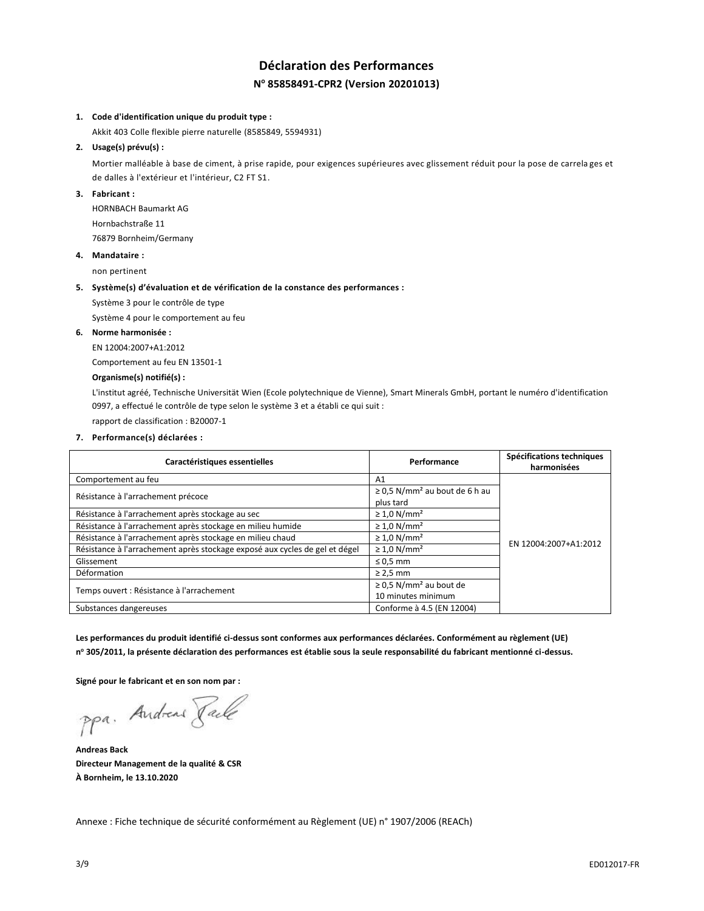# Déclaration des Performances

## N° 85858491-CPR2 (Version 20201013)

1. **Code d'identification unique du produit type :**

   Akkit 403 Colle flexible pierre naturelle (8585849, 5594931)

2. **Usage(s) prévu(s) :**

   Mortier malléable à base de ciment, à prise rapide, pour exigences supérieures avec glissement réduit pour la pose de carrelages et de dalles à l'extérieur et l'intérieur, C2 FT S1.

3. **Fabricant :**

   HORNBACH Baumarkt AG
   Hornbachstraße 11
   76879 Bornheim/Germany

4. **Mandataire :**

   non pertinent

5. **Système(s) d'évaluation et de vérification de la constance des performances :**

   Système 3 pour le contrôle de type
   Système 4 pour le comportement au feu

6. **Norme harmonisée :**

   EN 12004:2007+A1:2012
   Comportement au feu EN 13501-1

   **Organisme(s) notifié(s) :**

   L'institut agréé, Technische Universität Wien (Ecole polytechnique de Vienne), Smart Minerals GmbH, portant le numéro d'identification 0997, a effectué le contrôle de type selon le système 3 et a établi ce qui suit :
   rapport de classification : B20007-1

7. **Performance(s) déclarées :**

| Caractéristiques essentielles | Performance | Spécifications techniques harmonisées |
|---|---|---|
| Comportement au feu | A1 | EN 12004:2007+A1:2012 |
| Résistance à l'arrachement précoce | ≥ 0,5 N/mm² au bout de 6 h au plus tard | |
| Résistance à l'arrachement après stockage au sec | ≥ 1,0 N/mm² | |
| Résistance à l'arrachement après stockage en milieu humide | ≥ 1,0 N/mm² | |
| Résistance à l'arrachement après stockage en milieu chaud | ≥ 1,0 N/mm² | |
| Résistance à l'arrachement après stockage exposé aux cycles de gel et dégel | ≥ 1,0 N/mm² | |
| Glissement | ≤ 0,5 mm | |
| Déformation | ≥ 2,5 mm | |
| Temps ouvert : Résistance à l'arrachement | ≥ 0,5 N/mm² au bout de 10 minutes minimum | |
| Substances dangereuses | Conforme à 4.5 (EN 12004) | |

**Les performances du produit identifié ci-dessus sont conformes aux performances déclarées. Conformément au règlement (UE) n° 305/2011, la présente déclaration des performances est établie sous la seule responsabilité du fabricant mentionné ci-dessus.**

**Signé pour le fabricant et en son nom par :**

ppa. Andreas Back

**Andreas Back**
**Directeur Management de la qualité & CSR**
**À Bornheim, le 13.10.2020**

Annexe : Fiche technique de sécurité conformément au Règlement (UE) n° 1907/2006 (REACh)

ED012017-FR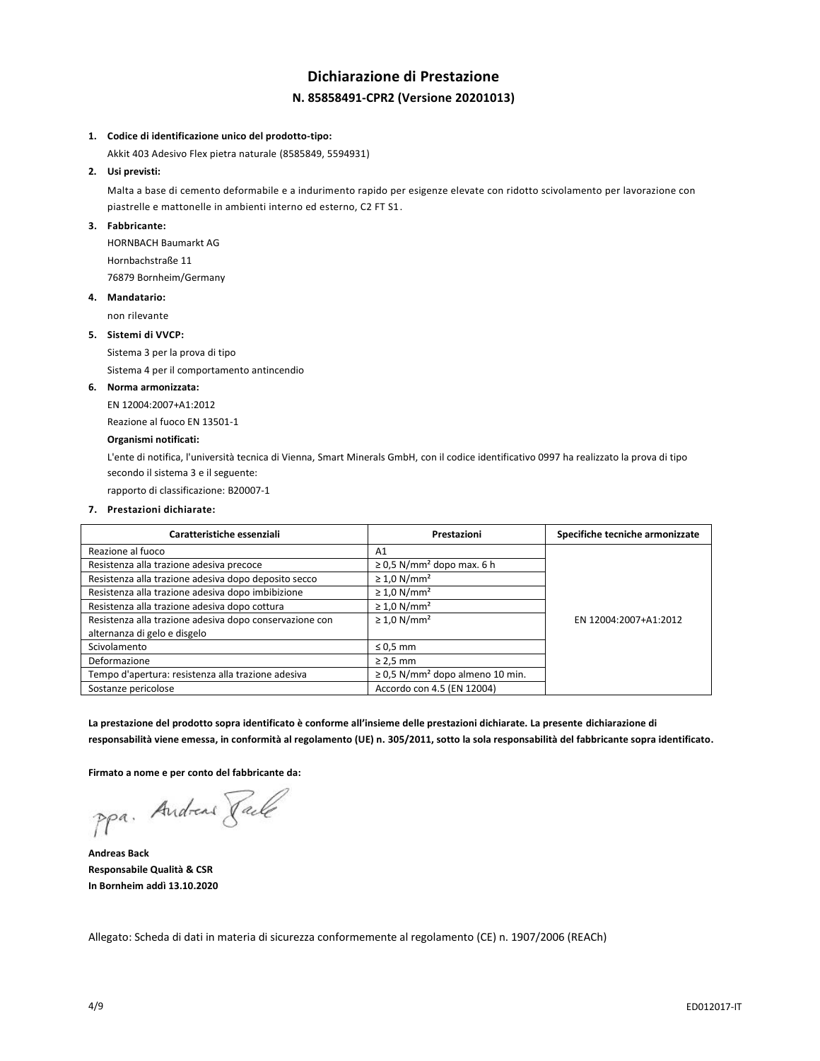# Dichiarazione di Prestazione

## N. 85858491-CPR2 (Versione 20201013)

1. **Codice di identificazione unico del prodotto-tipo:**

   Akkit 403 Adesivo Flex pietra naturale (8585849, 5594931)

2. **Usi previsti:**

   Malta a base di cemento deformabile e a indurimento rapido per esigenze elevate con ridotto scivolamento per lavorazione con piastrelle e mattonelle in ambienti interno ed esterno, C2 FT S1.

3. **Fabbricante:**

   HORNBACH Baumarkt AG
   Hornbachstraße 11
   76879 Bornheim/Germany

4. **Mandatario:**

   non rilevante

5. **Sistemi di VVCP:**

   Sistema 3 per la prova di tipo
   Sistema 4 per il comportamento antincendio

6. **Norma armonizzata:**

   EN 12004:2007+A1:2012
   Reazione al fuoco EN 13501-1

   **Organismi notificati:**

   L'ente di notifica, l'università tecnica di Vienna, Smart Minerals GmbH, con il codice identificativo 0997 ha realizzato la prova di tipo secondo il sistema 3 e il seguente:
   rapporto di classificazione: B20007-1

7. **Prestazioni dichiarate:**

| Caratteristiche essenziali | Prestazioni | Specifiche tecniche armonizzate |
|---|---|---|
| Reazione al fuoco | A1 | |
| Resistenza alla trazione adesiva precoce | ≥ 0,5 N/mm² dopo max. 6 h | |
| Resistenza alla trazione adesiva dopo deposito secco | ≥ 1,0 N/mm² | |
| Resistenza alla trazione adesiva dopo imbibizione | ≥ 1,0 N/mm² | |
| Resistenza alla trazione adesiva dopo cottura | ≥ 1,0 N/mm² | |
| Resistenza alla trazione adesiva dopo conservazione con alternanza di gelo e disgelo | ≥ 1,0 N/mm² | EN 12004:2007+A1:2012 |
| Scivolamento | ≤ 0,5 mm | |
| Deformazione | ≥ 2,5 mm | |
| Tempo d'apertura: resistenza alla trazione adesiva | ≥ 0,5 N/mm² dopo almeno 10 min. | |
| Sostanze pericolose | Accordo con 4.5 (EN 12004) | |

**La prestazione del prodotto sopra identificato è conforme all'insieme delle prestazioni dichiarate. La presente dichiarazione di responsabilità viene emessa, in conformità al regolamento (UE) n. 305/2011, sotto la sola responsabilità del fabbricante sopra identificato.**

**Firmato a nome e per conto del fabbricante da:**

ppa. Andreas Back

**Andreas Back**
**Responsabile Qualità & CSR**
**In Bornheim addì 13.10.2020**

Allegato: Scheda di dati in materia di sicurezza conformemente al regolamento (CE) n. 1907/2006 (REACh)

ED012017-IT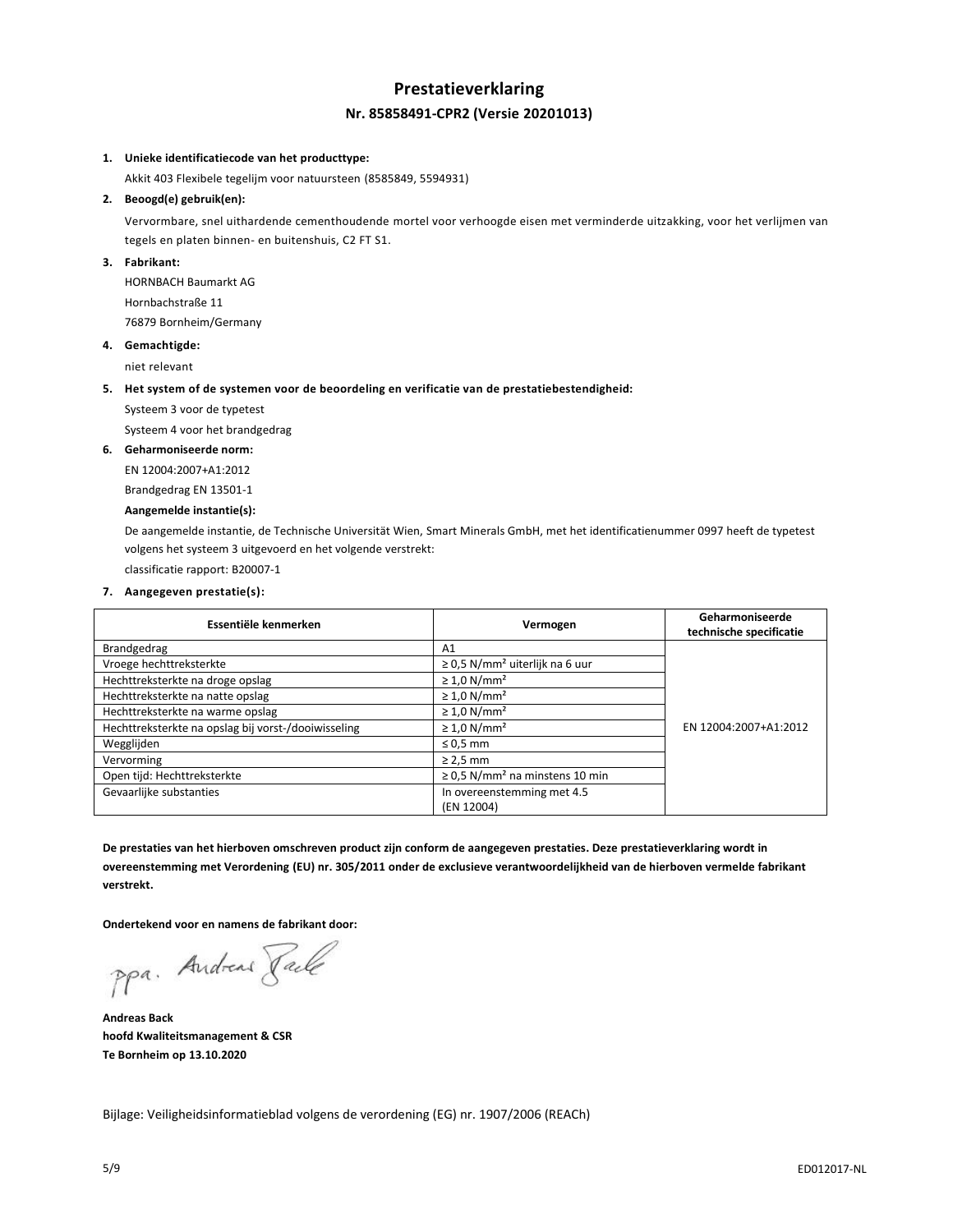# Prestatieverklaring

## Nr. 85858491-CPR2 (Versie 20201013)

1. **Unieke identificatiecode van het producttype:**

   Akkit 403 Flexibele tegelijm voor natuursteen (8585849, 5594931)

2. **Beoogd(e) gebruik(en):**

   Vervormbare, snel uithardende cementhoudende mortel voor verhoogde eisen met verminderde uitzakking, voor het verlijmen van tegels en platen binnen- en buitenshuis, C2 FT S1.

3. **Fabrikant:**

   HORNBACH Baumarkt AG
   Hornbachstraße 11
   76879 Bornheim/Germany

4. **Gemachtigde:**

   niet relevant

5. **Het system of de systemen voor de beoordeling en verificatie van de prestatiebestendigheid:**

   Systeem 3 voor de typetest
   Systeem 4 voor het brandgedrag

6. **Geharmoniseerde norm:**

   EN 12004:2007+A1:2012
   Brandgedrag EN 13501-1

   **Aangemelde instantie(s):**

   De aangemelde instantie, de Technische Universität Wien, Smart Minerals GmbH, met het identificatienummer 0997 heeft de typetest volgens het systeem 3 uitgevoerd en het volgende verstrekt:
   classificatie rapport: B20007-1

7. **Aangegeven prestatie(s):**

| Essentiële kenmerken | Vermogen | Geharmoniseerde technische specificatie |
|---|---|---|
| Brandgedrag | A1 | EN 12004:2007+A1:2012 |
| Vroege hechttreksterkte | ≥ 0,5 N/mm² uiterlijk na 6 uur | |
| Hechttreksterkte na droge opslag | ≥ 1,0 N/mm² | |
| Hechttreksterkte na natte opslag | ≥ 1,0 N/mm² | |
| Hechttreksterkte na warme opslag | ≥ 1,0 N/mm² | |
| Hechttreksterkte na opslag bij vorst-/dooiwisseling | ≥ 1,0 N/mm² | |
| Wegglijden | ≤ 0,5 mm | |
| Vervorming | ≥ 2,5 mm | |
| Open tijd: Hechttreksterkte | ≥ 0,5 N/mm² na minstens 10 min | |
| Gevaarlijke substanties | In overeenstemming met 4.5 (EN 12004) | |

**De prestaties van het hierboven omschreven product zijn conform de aangegeven prestaties. Deze prestatieverklaring wordt in overeenstemming met Verordening (EU) nr. 305/2011 onder de exclusieve verantwoordelijkheid van de hierboven vermelde fabrikant verstrekt.**

**Ondertekend voor en namens de fabrikant door:**

ppa. Andreas Back

**Andreas Back**
**hoofd Kwaliteitsmanagement & CSR**
**Te Bornheim op 13.10.2020**

Bijlage: Veiligheidsinformatieblad volgens de verordening (EG) nr. 1907/2006 (REACh)

ED012017-NL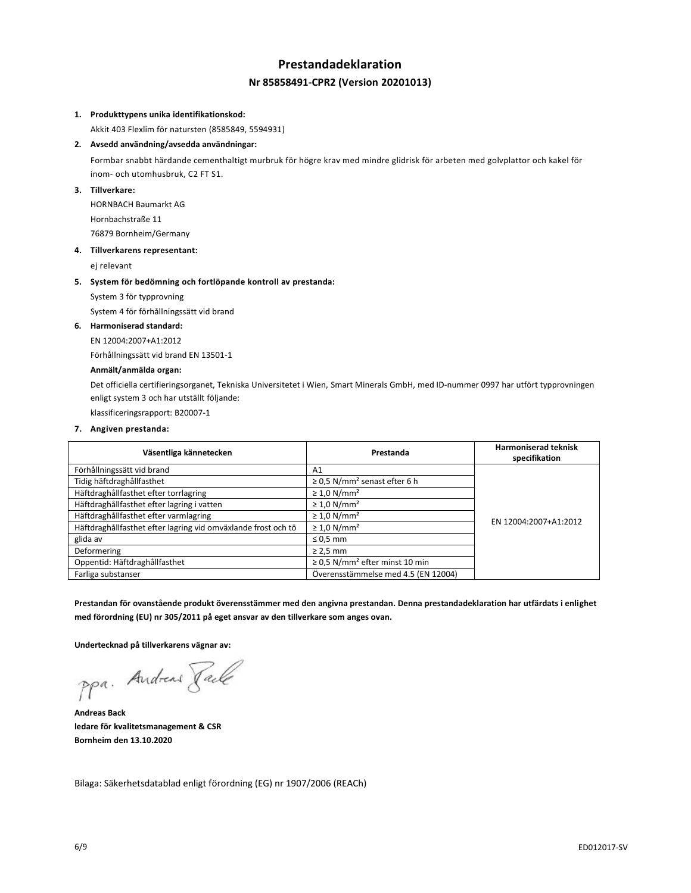# Prestandadeklaration

## Nr 85858491-CPR2 (Version 20201013)

1. **Produkttypens unika identifikationskod:**

   Akkit 403 Flexlim för natursten (8585849, 5594931)

2. **Avsedd användning/avsedda användningar:**

   Formbar snabbt härdande cementhaltigt murbruk för högre krav med mindre glidrisk för arbeten med golvplattor och kakel för inom- och utomhusbruk, C2 FT S1.

3. **Tillverkare:**

   HORNBACH Baumarkt AG

   Hornbachstraße 11

   76879 Bornheim/Germany

4. **Tillverkarens representant:**

   ej relevant

5. **System för bedömning och fortlöpande kontroll av prestanda:**

   System 3 för typprovning

   System 4 för förhållningssätt vid brand

6. **Harmoniserad standard:**

   EN 12004:2007+A1:2012

   Förhållningssätt vid brand EN 13501-1

   **Anmält/anmälda organ:**

   Det officiella certifieringsorganet, Tekniska Universitetet i Wien, Smart Minerals GmbH, med ID-nummer 0997 har utfört typprovningen enligt system 3 och har utställt följande:

   klassificeringsrapport: B20007-1

7. **Angiven prestanda:**

| Väsentliga kännetecken | Prestanda | Harmoniserad teknisk specifikation |
|---|---|---|
| Förhållningssätt vid brand | A1 | EN 12004:2007+A1:2012 |
| Tidig häftdraghållfasthet | ≥ 0,5 N/mm² senast efter 6 h | |
| Häftdraghållfasthet efter torrlagring | ≥ 1,0 N/mm² | |
| Häftdraghållfasthet efter lagring i vatten | ≥ 1,0 N/mm² | |
| Häftdraghållfasthet efter varmlagring | ≥ 1,0 N/mm² | |
| Häftdraghållfasthet efter lagring vid omväxlande frost och tö | ≥ 1,0 N/mm² | |
| glida av | ≤ 0,5 mm | |
| Deformering | ≥ 2,5 mm | |
| Oppentid: Häftdraghållfasthet | ≥ 0,5 N/mm² efter minst 10 min | |
| Farliga substanser | Överensstämmelse med 4.5 (EN 12004) | |

**Prestandan för ovanstående produkt överensstämmer med den angivna prestandan. Denna prestandadeklaration har utfärdats i enlighet med förordning (EU) nr 305/2011 på eget ansvar av den tillverkare som anges ovan.**

**Undertecknad på tillverkarens vägnar av:**

ppa. Andreas Back

**Andreas Back**
**ledare för kvalitetsmanagement & CSR**
**Bornheim den 13.10.2020**

Bilaga: Säkerhetsdatablad enligt förordning (EG) nr 1907/2006 (REACh)

ED012017-SV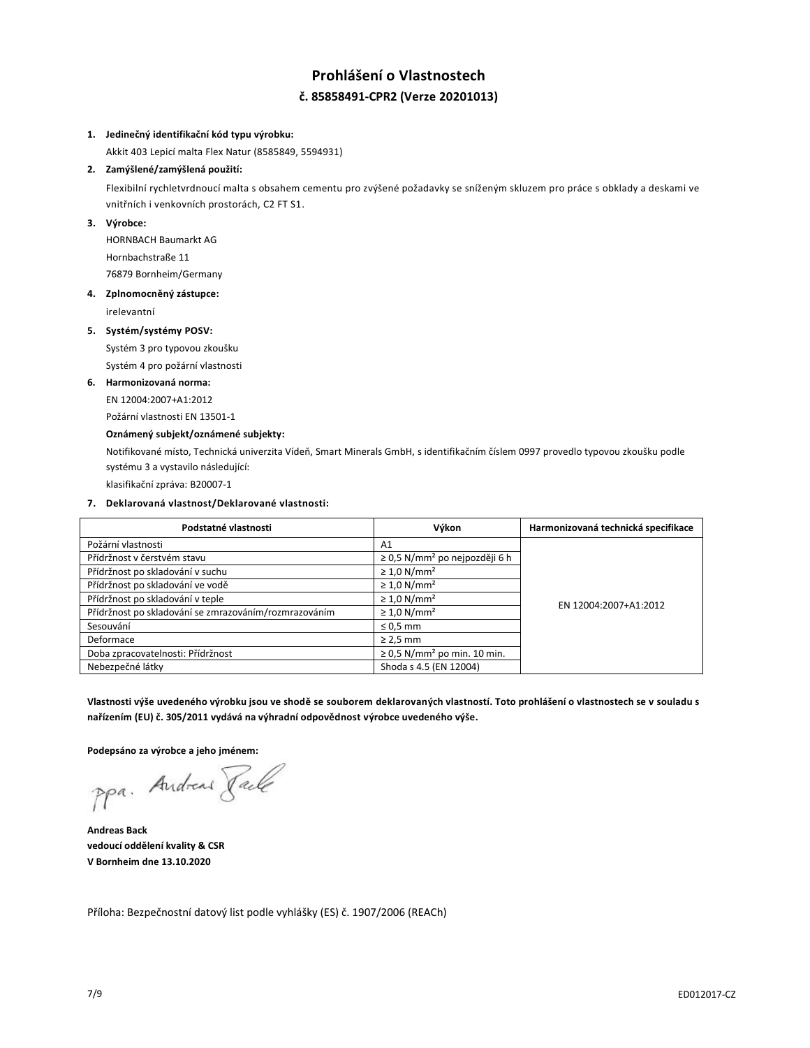# Prohlášení o Vlastnostech

## č. 85858491-CPR2 (Verze 20201013)

1. **Jedinečný identifikační kód typu výrobku:**

   Akkit 403 Lepicí malta Flex Natur (8585849, 5594931)

2. **Zamýšlené/zamýšlená použití:**

   Flexibilní rychletvrdnoucí malta s obsahem cementu pro zvýšené požadavky se sníženým skluzem pro práce s obklady a deskami ve vnitřních i venkovních prostorách, C2 FT S1.

3. **Výrobce:**

   HORNBACH Baumarkt AG

   Hornbachstraße 11

   76879 Bornheim/Germany

4. **Zplnomocněný zástupce:**

   irelevantní

5. **Systém/systémy POSV:**

   Systém 3 pro typovou zkoušku

   Systém 4 pro požární vlastnosti

6. **Harmonizovaná norma:**

   EN 12004:2007+A1:2012

   Požární vlastnosti EN 13501-1

   **Oznámený subjekt/oznámené subjekty:**

   Notifikované místo, Technická univerzita Vídeň, Smart Minerals GmbH, s identifikačním číslem 0997 provedlo typovou zkoušku podle systému 3 a vystavilo následující:

   klasifikační zpráva: B20007-1

7. **Deklarovaná vlastnost/Deklarované vlastnosti:**

| Podstatné vlastnosti | Výkon | Harmonizovaná technická specifikace |
|---|---|---|
| Požární vlastnosti | A1 | EN 12004:2007+A1:2012 |
| Přídržnost v čerstvém stavu | ≥ 0,5 N/mm² po nejpozději 6 h | |
| Přídržnost po skladování v suchu | ≥ 1,0 N/mm² | |
| Přídržnost po skladování ve vodě | ≥ 1,0 N/mm² | |
| Přídržnost po skladování v teple | ≥ 1,0 N/mm² | |
| Přídržnost po skladování se zmrazováním/rozmrazováním | ≥ 1,0 N/mm² | |
| Sesouvání | ≤ 0,5 mm | |
| Deformace | ≥ 2,5 mm | |
| Doba zpracovatelnosti: Přídržnost | ≥ 0,5 N/mm² po min. 10 min. | |
| Nebezpečné látky | Shoda s 4.5 (EN 12004) | |

**Vlastnosti výše uvedeného výrobku jsou ve shodě se souborem deklarovaných vlastností. Toto prohlášení o vlastnostech se v souladu s nařízením (EU) č. 305/2011 vydává na výhradní odpovědnost výrobce uvedeného výše.**

**Podepsáno za výrobce a jeho jménem:**

ppa. Andreas Back

**Andreas Back**
**vedoucí oddělení kvality & CSR**
**V Bornheim dne 13.10.2020**

Příloha: Bezpečnostní datový list podle vyhlášky (ES) č. 1907/2006 (REACh)

ED012017-CZ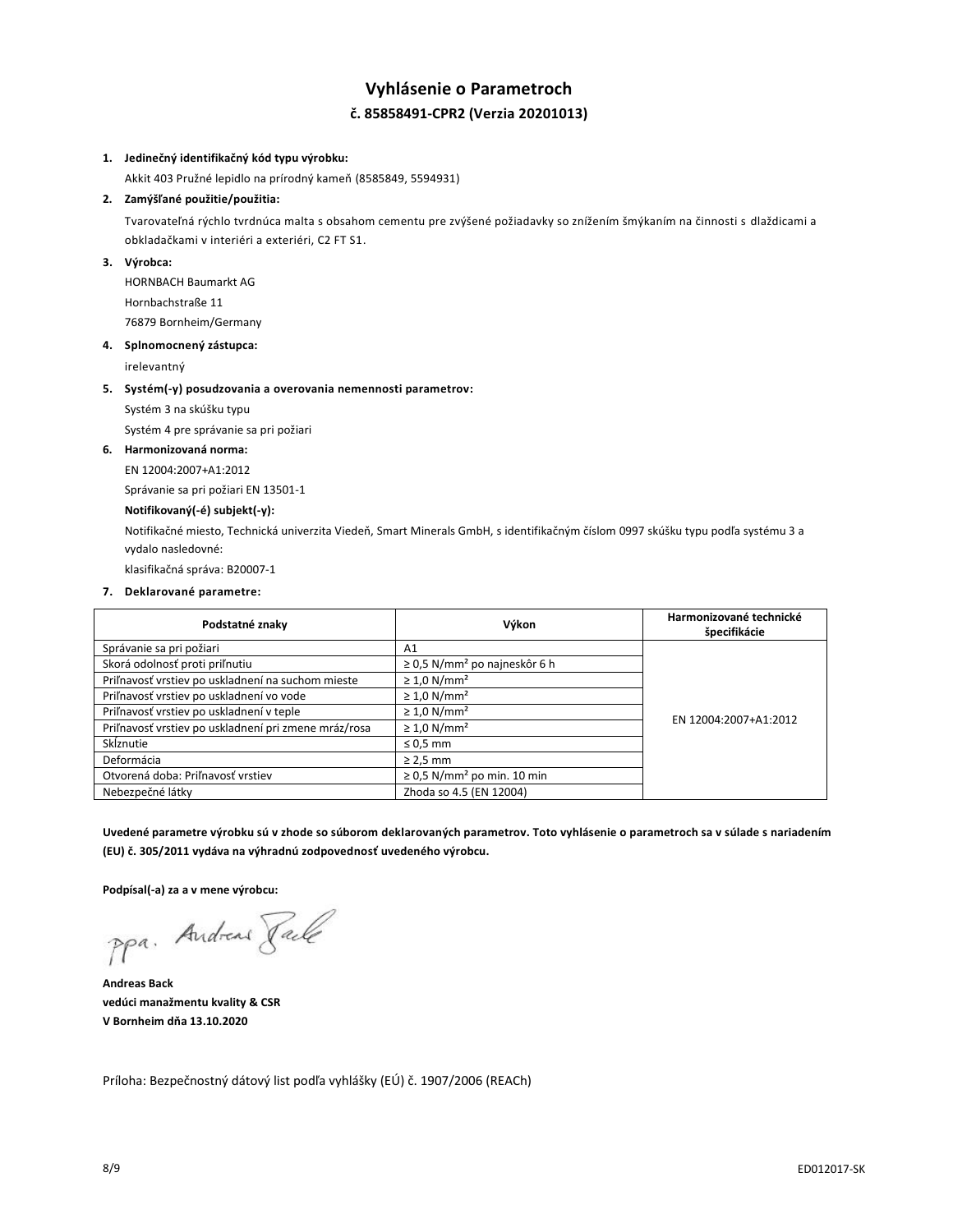# Vyhlásenie o Parametroch

## č. 85858491-CPR2 (Verzia 20201013)

1. **Jedinečný identifikačný kód typu výrobku:**
   Akkit 403 Pružné lepidlo na prírodný kameň (8585849, 5594931)
2. **Zamýšľané použitie/použitia:**
   Tvarovateľná rýchlo tvrdnúca malta s obsahom cementu pre zvýšené požiadavky so znížením šmýkaním na činnosti s dlaždicami a obkladačkami v interiéri a exteriéri, C2 FT S1.
3. **Výrobca:**
   HORNBACH Baumarkt AG
   Hornbachstraße 11
   76879 Bornheim/Germany
4. **Splnomocnený zástupca:**
   irelevantný
5. **Systém(-y) posudzovania a overovania nemennosti parametrov:**
   Systém 3 na skúšku typu
   Systém 4 pre správanie sa pri požiari
6. **Harmonizovaná norma:**
   EN 12004:2007+A1:2012
   Správanie sa pri požiari EN 13501-1
   **Notifikovaný(-é) subjekt(-y):**
   Notifikačné miesto, Technická univerzita Viedeň, Smart Minerals GmbH, s identifikačným číslom 0997 skúšku typu podľa systému 3 a vydalo nasledovné:
   klasifikačná správa: B20007-1
7. **Deklarované parametre:**

| Podstatné znaky | Výkon | Harmonizované technické špecifikácie |
|---|---|---|
| Správanie sa pri požiari | A1 | EN 12004:2007+A1:2012 |
| Skorá odolnosť proti priľnutiu | ≥ 0,5 N/mm² po najneskôr 6 h | |
| Priľnavosť vrstiev po uskladnení na suchom mieste | ≥ 1,0 N/mm² | |
| Priľnavosť vrstiev po uskladnení vo vode | ≥ 1,0 N/mm² | |
| Priľnavosť vrstiev po uskladnení v teple | ≥ 1,0 N/mm² | |
| Priľnavosť vrstiev po uskladnení pri zmene mráz/rosa | ≥ 1,0 N/mm² | |
| Skĺznutie | ≤ 0,5 mm | |
| Deformácia | ≥ 2,5 mm | |
| Otvorená doba: Priľnavosť vrstiev | ≥ 0,5 N/mm² po min. 10 min | |
| Nebezpečné látky | Zhoda so 4.5 (EN 12004) | |

**Uvedené parametre výrobku sú v zhode so súborom deklarovaných parametrov. Toto vyhlásenie o parametroch sa v súlade s nariadením (EU) č. 305/2011 vydáva na výhradnú zodpovednosť uvedeného výrobcu.**

**Podpísal(-a) za a v mene výrobcu:**

ppa. Andreas Back

**Andreas Back**
**vedúci manažmentu kvality & CSR**
**V Bornheim dňa 13.10.2020**

Príloha: Bezpečnostný dátový list podľa vyhlášky (EÚ) č. 1907/2006 (REACh)

ED012017-SK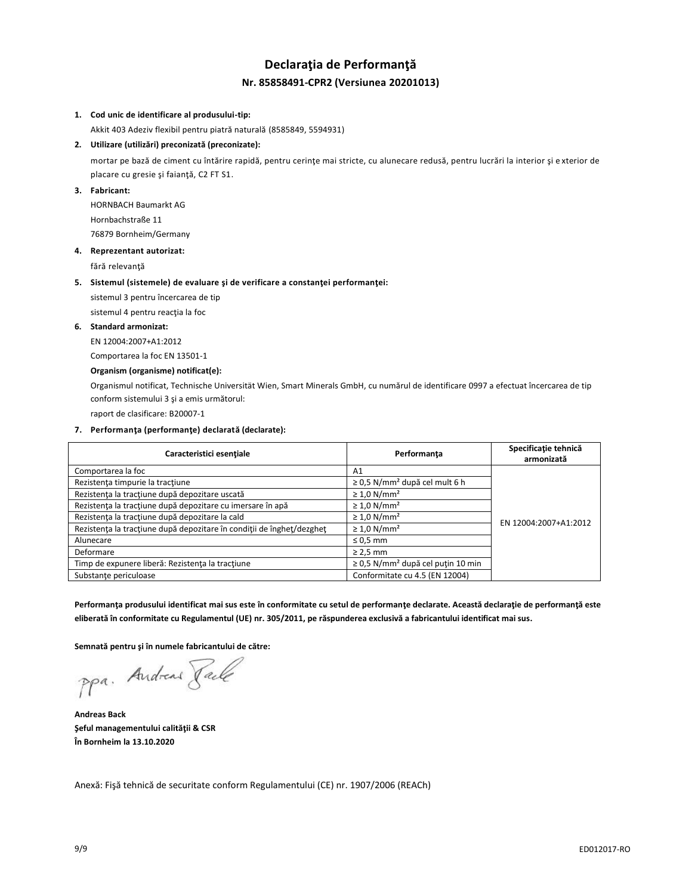# Declaraţia de Performanţă

## Nr. 85858491-CPR2 (Versiunea 20201013)

1. **Cod unic de identificare al produsului-tip:**

   Akkit 403 Adeziv flexibil pentru piatră naturală (8585849, 5594931)

2. **Utilizare (utilizări) preconizată (preconizate):**

   mortar pe bază de ciment cu întărire rapidă, pentru cerinţe mai stricte, cu alunecare redusă, pentru lucrări la interior şi exterior de placare cu gresie şi faianţă, C2 FT S1.

3. **Fabricant:**

   HORNBACH Baumarkt AG
   Hornbachstraße 11
   76879 Bornheim/Germany

4. **Reprezentant autorizat:**

   fără relevanţă

5. **Sistemul (sistemele) de evaluare şi de verificare a constanţei performanţei:**

   sistemul 3 pentru încercarea de tip
   sistemul 4 pentru reacţia la foc

6. **Standard armonizat:**

   EN 12004:2007+A1:2012
   Comportarea la foc EN 13501-1

   **Organism (organisme) notificat(e):**

   Organismul notificat, Technische Universität Wien, Smart Minerals GmbH, cu numărul de identificare 0997 a efectuat încercarea de tip conform sistemului 3 şi a emis următorul:
   raport de clasificare: B20007-1

7. **Performanţa (performanţe) declarată (declarate):**

| Caracteristici esenţiale | Performanţa | Specificaţie tehnică armonizată |
|---|---|---|
| Comportarea la foc | A1 | EN 12004:2007+A1:2012 |
| Rezistenţa timpurie la tracţiune | ≥ 0,5 N/mm² după cel mult 6 h | |
| Rezistenţa la tracţiune după depozitare uscată | ≥ 1,0 N/mm² | |
| Rezistenţa la tracţiune după depozitare cu imersare în apă | ≥ 1,0 N/mm² | |
| Rezistenţa la tracţiune după depozitare la cald | ≥ 1,0 N/mm² | |
| Rezistenţa la tracţiune după depozitare în condiţii de îngheţ/dezgheţ | ≥ 1,0 N/mm² | |
| Alunecare | ≤ 0,5 mm | |
| Deformare | ≥ 2,5 mm | |
| Timp de expunere liberă: Rezistenţa la tracţiune | ≥ 0,5 N/mm² după cel puţin 10 min | |
| Substanţe periculoase | Conformitate cu 4.5 (EN 12004) | |

**Performanţa produsului identificat mai sus este în conformitate cu setul de performanţe declarate. Această declaraţie de performanţă este eliberată în conformitate cu Regulamentul (UE) nr. 305/2011, pe răspunderea exclusivă a fabricantului identificat mai sus.**

**Semnată pentru şi în numele fabricantului de către:**

ppa. Andreas Back

**Andreas Back**
**Şeful managementului calităţii & CSR**
**În Bornheim la 13.10.2020**

Anexă: Fişă tehnică de securitate conform Regulamentului (CE) nr. 1907/2006 (REACh)

ED012017-RO